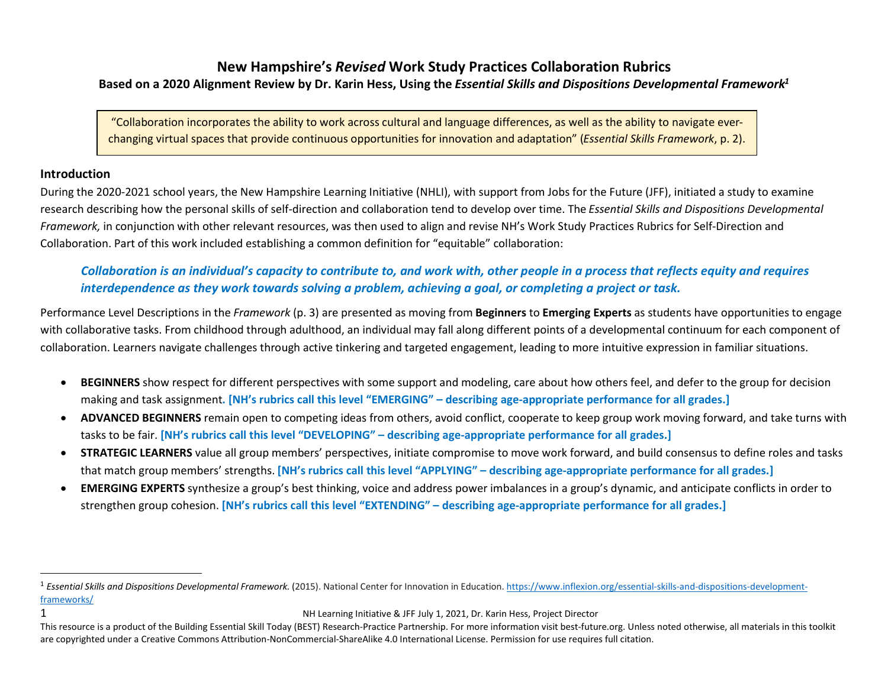# New Hampshire's *Revised* Work Study Practices Collaboration Rubrics

## Based on a 2020 Alignment Review by Dr. Karin Hess, Using the *Essential Skills and Dispositions Developmental Framework*[1]

> "Collaboration incorporates the ability to work across cultural and language differences, as well as the ability to navigate ever-changing virtual spaces that provide continuous opportunities for innovation and adaptation" (*Essential Skills Framework*, p. 2).

### Introduction

During the 2020-2021 school years, the New Hampshire Learning Initiative (NHLI), with support from Jobs for the Future (JFF), initiated a study to examine research describing how the personal skills of self-direction and collaboration tend to develop over time. The *Essential Skills and Dispositions Developmental Framework,* in conjunction with other relevant resources, was then used to align and revise NH's Work Study Practices Rubrics for Self-Direction and Collaboration. Part of this work included establishing a common definition for "equitable" collaboration:

***Collaboration is an individual's capacity to contribute to, and work with, other people in a process that reflects equity and requires interdependence as they work towards solving a problem, achieving a goal, or completing a project or task.***

Performance Level Descriptions in the *Framework* (p. 3) are presented as moving from **Beginners** to **Emerging Experts** as students have opportunities to engage with collaborative tasks. From childhood through adulthood, an individual may fall along different points of a developmental continuum for each component of collaboration. Learners navigate challenges through active tinkering and targeted engagement, leading to more intuitive expression in familiar situations.

- **BEGINNERS** show respect for different perspectives with some support and modeling, care about how others feel, and defer to the group for decision making and task assignment. **[NH's rubrics call this level "EMERGING" – describing age-appropriate performance for all grades.]**
- **ADVANCED BEGINNERS** remain open to competing ideas from others, avoid conflict, cooperate to keep group work moving forward, and take turns with tasks to be fair. **[NH's rubrics call this level "DEVELOPING" – describing age-appropriate performance for all grades.]**
- **STRATEGIC LEARNERS** value all group members' perspectives, initiate compromise to move work forward, and build consensus to define roles and tasks that match group members' strengths. **[NH's rubrics call this level "APPLYING" – describing age-appropriate performance for all grades.]**
- **EMERGING EXPERTS** synthesize a group's best thinking, voice and address power imbalances in a group's dynamic, and anticipate conflicts in order to strengthen group cohesion. **[NH's rubrics call this level "EXTENDING" – describing age-appropriate performance for all grades.]**

---

[1] *Essential Skills and Dispositions Developmental Framework.* (2015). National Center for Innovation in Education. https://www.inflexion.org/essential-skills-and-dispositions-development-frameworks/

NH Learning Initiative & JFF July 1, 2021, Dr. Karin Hess, Project Director

This resource is a product of the Building Essential Skill Today (BEST) Research-Practice Partnership. For more information visit best-future.org. Unless noted otherwise, all materials in this toolkit are copyrighted under a Creative Commons Attribution-NonCommercial-ShareAlike 4.0 International License. Permission for use requires full citation.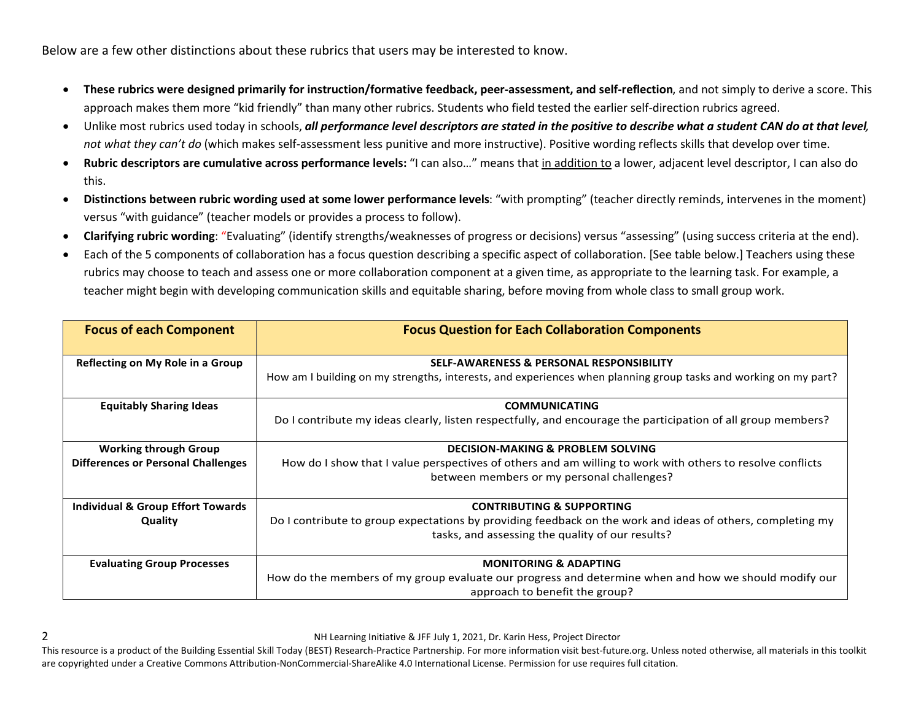Below are a few other distinctions about these rubrics that users may be interested to know.

- **These rubrics were designed primarily for instruction/formative feedback, peer-assessment, and self-reflection**, and not simply to derive a score. This approach makes them more "kid friendly" than many other rubrics. Students who field tested the earlier self-direction rubrics agreed.
- Unlike most rubrics used today in schools, ***all performance level descriptors are stated in the positive to describe what a student CAN do at that level****, not what they can't do* (which makes self-assessment less punitive and more instructive). Positive wording reflects skills that develop over time.
- **Rubric descriptors are cumulative across performance levels:** "I can also…" means that <u>in addition to</u> a lower, adjacent level descriptor, I can also do this.
- **Distinctions between rubric wording used at some lower performance levels**: "with prompting" (teacher directly reminds, intervenes in the moment) versus "with guidance" (teacher models or provides a process to follow).
- **Clarifying rubric wording**: "Evaluating" (identify strengths/weaknesses of progress or decisions) versus "assessing" (using success criteria at the end).
- Each of the 5 components of collaboration has a focus question describing a specific aspect of collaboration. [See table below.] Teachers using these rubrics may choose to teach and assess one or more collaboration component at a given time, as appropriate to the learning task. For example, a teacher might begin with developing communication skills and equitable sharing, before moving from whole class to small group work.

| Focus of each Component | Focus Question for Each Collaboration Components |
|---|---|
| **Reflecting on My Role in a Group** | **SELF-AWARENESS & PERSONAL RESPONSIBILITY**<br>How am I building on my strengths, interests, and experiences when planning group tasks and working on my part? |
| **Equitably Sharing Ideas** | **COMMUNICATING**<br>Do I contribute my ideas clearly, listen respectfully, and encourage the participation of all group members? |
| **Working through Group Differences or Personal Challenges** | **DECISION-MAKING & PROBLEM SOLVING**<br>How do I show that I value perspectives of others and am willing to work with others to resolve conflicts between members or my personal challenges? |
| **Individual & Group Effort Towards Quality** | **CONTRIBUTING & SUPPORTING**<br>Do I contribute to group expectations by providing feedback on the work and ideas of others, completing my tasks, and assessing the quality of our results? |
| **Evaluating Group Processes** | **MONITORING & ADAPTING**<br>How do the members of my group evaluate our progress and determine when and how we should modify our approach to benefit the group? |

NH Learning Initiative & JFF July 1, 2021, Dr. Karin Hess, Project Director

This resource is a product of the Building Essential Skill Today (BEST) Research-Practice Partnership. For more information visit best-future.org. Unless noted otherwise, all materials in this toolkit are copyrighted under a Creative Commons Attribution-NonCommercial-ShareAlike 4.0 International License. Permission for use requires full citation.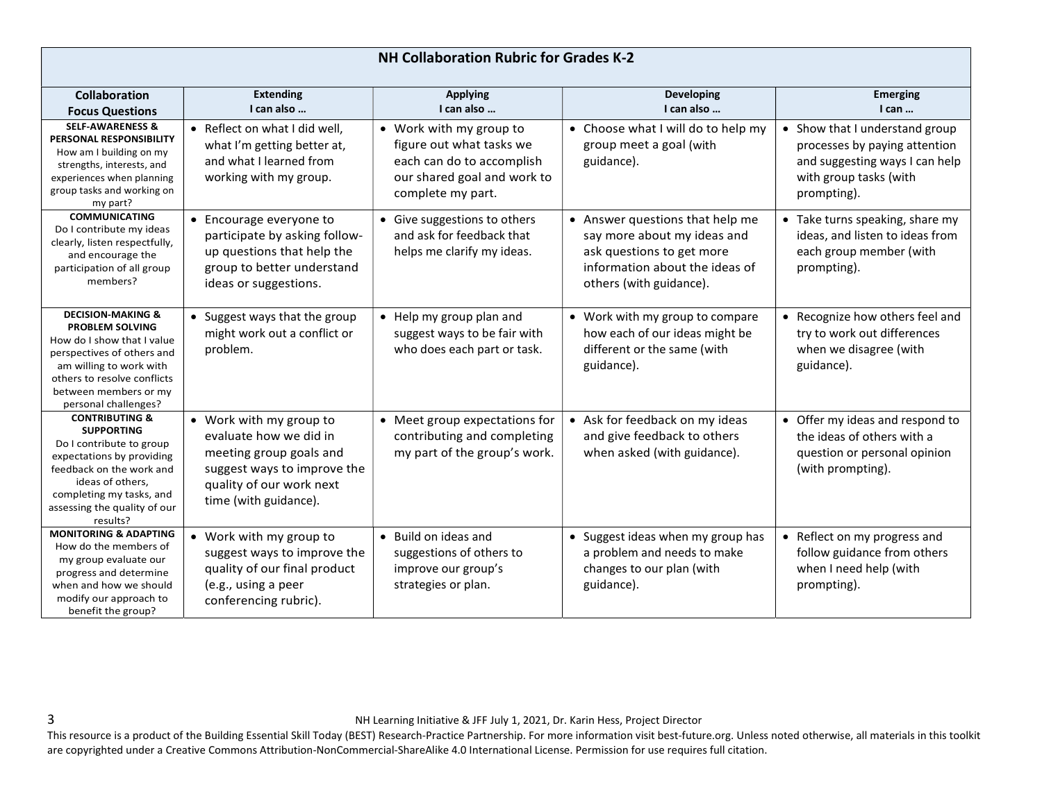| NH Collaboration Rubric for Grades K-2 | | | | |
|---|---|---|---|---|
| **Collaboration Focus Questions** | **Extending I can also …** | **Applying I can also …** | **Developing I can also …** | **Emerging I can …** |
| **SELF-AWARENESS & PERSONAL RESPONSIBILITY** How am I building on my strengths, interests, and experiences when planning group tasks and working on my part? | • Reflect on what I did well, what I'm getting better at, and what I learned from working with my group. | • Work with my group to figure out what tasks we each can do to accomplish our shared goal and work to complete my part. | • Choose what I will do to help my group meet a goal (with guidance). | • Show that I understand group processes by paying attention and suggesting ways I can help with group tasks (with prompting). |
| **COMMUNICATING** Do I contribute my ideas clearly, listen respectfully, and encourage the participation of all group members? | • Encourage everyone to participate by asking follow-up questions that help the group to better understand ideas or suggestions. | • Give suggestions to others and ask for feedback that helps me clarify my ideas. | • Answer questions that help me say more about my ideas and ask questions to get more information about the ideas of others (with guidance). | • Take turns speaking, share my ideas, and listen to ideas from each group member (with prompting). |
| **DECISION-MAKING & PROBLEM SOLVING** How do I show that I value perspectives of others and am willing to work with others to resolve conflicts between members or my personal challenges? | • Suggest ways that the group might work out a conflict or problem. | • Help my group plan and suggest ways to be fair with who does each part or task. | • Work with my group to compare how each of our ideas might be different or the same (with guidance). | • Recognize how others feel and try to work out differences when we disagree (with guidance). |
| **CONTRIBUTING & SUPPORTING** Do I contribute to group expectations by providing feedback on the work and ideas of others, completing my tasks, and assessing the quality of our results? | • Work with my group to evaluate how we did in meeting group goals and suggest ways to improve the quality of our work next time (with guidance). | • Meet group expectations for contributing and completing my part of the group's work. | • Ask for feedback on my ideas and give feedback to others when asked (with guidance). | • Offer my ideas and respond to the ideas of others with a question or personal opinion (with prompting). |
| **MONITORING & ADAPTING** How do the members of my group evaluate our progress and determine when and how we should modify our approach to benefit the group? | • Work with my group to suggest ways to improve the quality of our final product (e.g., using a peer conferencing rubric). | • Build on ideas and suggestions of others to improve our group's strategies or plan. | • Suggest ideas when my group has a problem and needs to make changes to our plan (with guidance). | • Reflect on my progress and follow guidance from others when I need help (with prompting). |

NH Learning Initiative & JFF July 1, 2021, Dr. Karin Hess, Project Director

This resource is a product of the Building Essential Skill Today (BEST) Research-Practice Partnership. For more information visit best-future.org. Unless noted otherwise, all materials in this toolkit are copyrighted under a Creative Commons Attribution-NonCommercial-ShareAlike 4.0 International License. Permission for use requires full citation.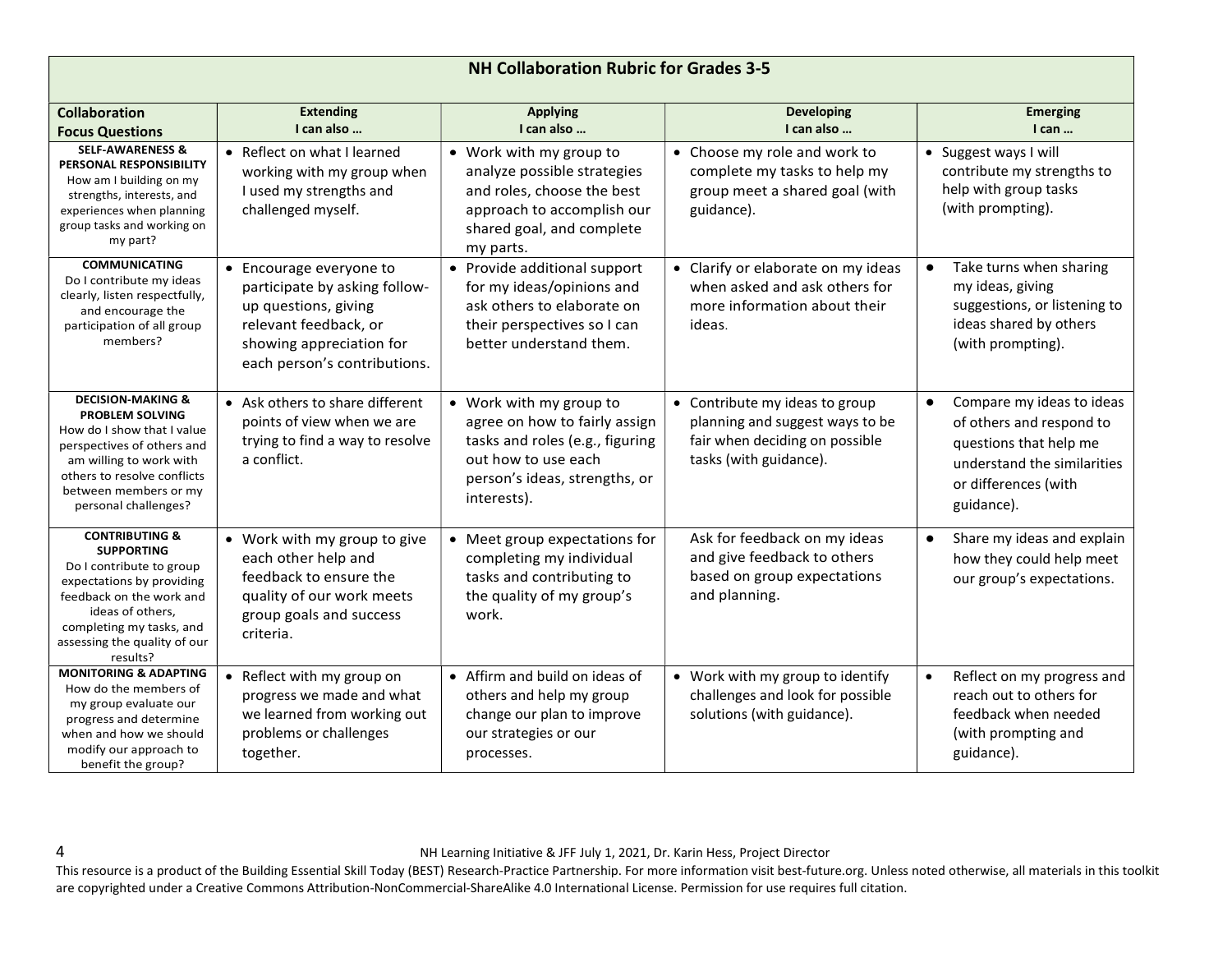| NH Collaboration Rubric for Grades 3-5 | | | | |
|---|---|---|---|---|
| **Collaboration Focus Questions** | **Extending** **I can also …** | **Applying** **I can also …** | **Developing** **I can also …** | **Emerging** **I can …** |
| **SELF-AWARENESS & PERSONAL RESPONSIBILITY** How am I building on my strengths, interests, and experiences when planning group tasks and working on my part? | • Reflect on what I learned working with my group when I used my strengths and challenged myself. | • Work with my group to analyze possible strategies and roles, choose the best approach to accomplish our shared goal, and complete my parts. | • Choose my role and work to complete my tasks to help my group meet a shared goal (with guidance). | • Suggest ways I will contribute my strengths to help with group tasks (with prompting). |
| **COMMUNICATING** Do I contribute my ideas clearly, listen respectfully, and encourage the participation of all group members? | • Encourage everyone to participate by asking follow-up questions, giving relevant feedback, or showing appreciation for each person's contributions. | • Provide additional support for my ideas/opinions and ask others to elaborate on their perspectives so I can better understand them. | • Clarify or elaborate on my ideas when asked and ask others for more information about their ideas. | • Take turns when sharing my ideas, giving suggestions, or listening to ideas shared by others (with prompting). |
| **DECISION-MAKING & PROBLEM SOLVING** How do I show that I value perspectives of others and am willing to work with others to resolve conflicts between members or my personal challenges? | • Ask others to share different points of view when we are trying to find a way to resolve a conflict. | • Work with my group to agree on how to fairly assign tasks and roles (e.g., figuring out how to use each person's ideas, strengths, or interests). | • Contribute my ideas to group planning and suggest ways to be fair when deciding on possible tasks (with guidance). | • Compare my ideas to ideas of others and respond to questions that help me understand the similarities or differences (with guidance). |
| **CONTRIBUTING & SUPPORTING** Do I contribute to group expectations by providing feedback on the work and ideas of others, completing my tasks, and assessing the quality of our results? | • Work with my group to give each other help and feedback to ensure the quality of our work meets group goals and success criteria. | • Meet group expectations for completing my individual tasks and contributing to the quality of my group's work. | Ask for feedback on my ideas and give feedback to others based on group expectations and planning. | • Share my ideas and explain how they could help meet our group's expectations. |
| **MONITORING & ADAPTING** How do the members of my group evaluate our progress and determine when and how we should modify our approach to benefit the group? | • Reflect with my group on progress we made and what we learned from working out problems or challenges together. | • Affirm and build on ideas of others and help my group change our plan to improve our strategies or our processes. | • Work with my group to identify challenges and look for possible solutions (with guidance). | • Reflect on my progress and reach out to others for feedback when needed (with prompting and guidance). |

NH Learning Initiative & JFF July 1, 2021, Dr. Karin Hess, Project Director

This resource is a product of the Building Essential Skill Today (BEST) Research-Practice Partnership. For more information visit best-future.org. Unless noted otherwise, all materials in this toolkit are copyrighted under a Creative Commons Attribution-NonCommercial-ShareAlike 4.0 International License. Permission for use requires full citation.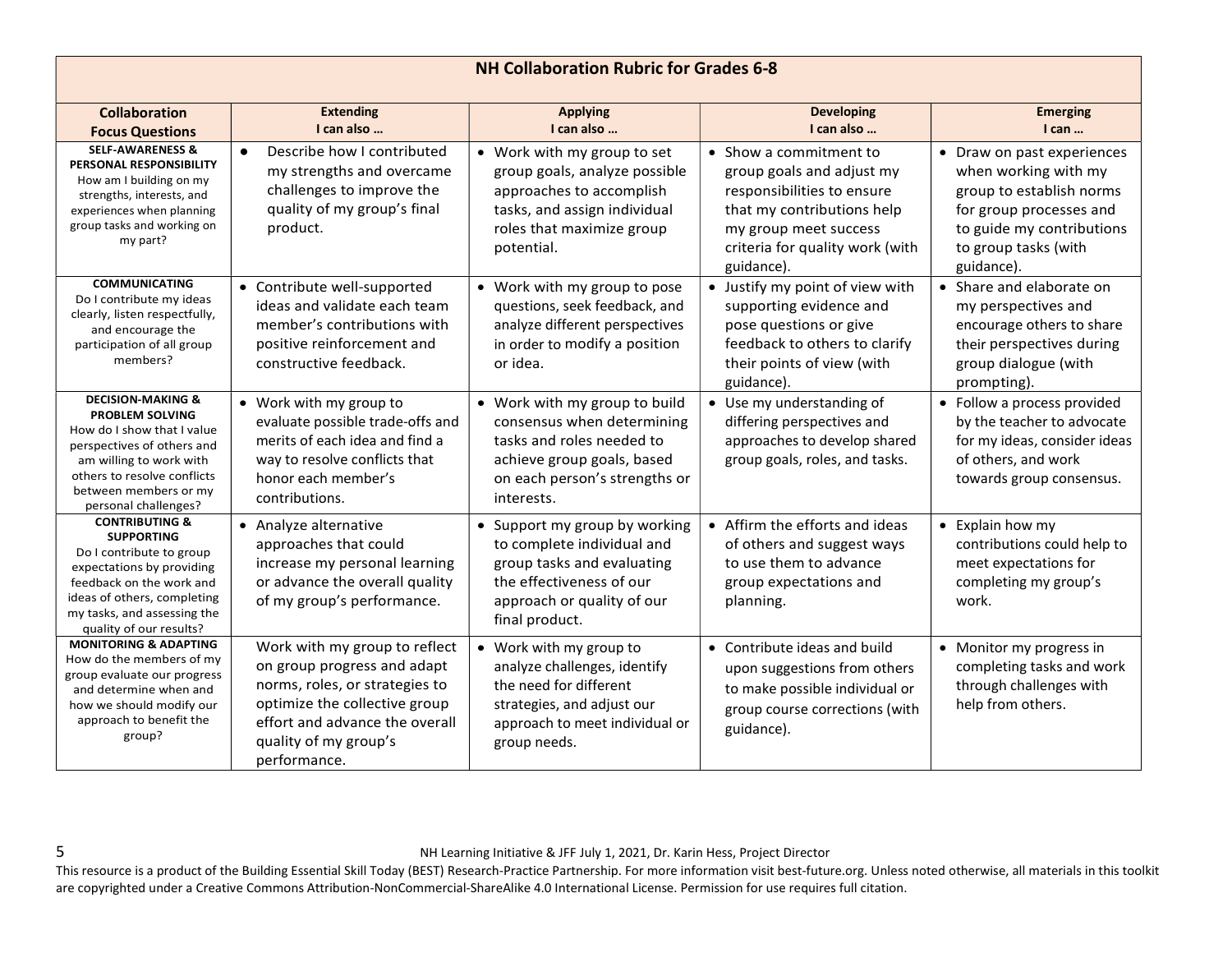| NH Collaboration Rubric for Grades 6-8 | | | | |
|---|---|---|---|---|
| **Collaboration Focus Questions** | **Extending** I can also … | **Applying** I can also … | **Developing** I can also … | **Emerging** I can … |
| **SELF-AWARENESS & PERSONAL RESPONSIBILITY** How am I building on my strengths, interests, and experiences when planning group tasks and working on my part? | • Describe how I contributed my strengths and overcame challenges to improve the quality of my group's final product. | • Work with my group to set group goals, analyze possible approaches to accomplish tasks, and assign individual roles that maximize group potential. | • Show a commitment to group goals and adjust my responsibilities to ensure that my contributions help my group meet success criteria for quality work (with guidance). | • Draw on past experiences when working with my group to establish norms for group processes and to guide my contributions to group tasks (with guidance). |
| **COMMUNICATING** Do I contribute my ideas clearly, listen respectfully, and encourage the participation of all group members? | • Contribute well-supported ideas and validate each team member's contributions with positive reinforcement and constructive feedback. | • Work with my group to pose questions, seek feedback, and analyze different perspectives in order to modify a position or idea. | • Justify my point of view with supporting evidence and pose questions or give feedback to others to clarify their points of view (with guidance). | • Share and elaborate on my perspectives and encourage others to share their perspectives during group dialogue (with prompting). |
| **DECISION-MAKING & PROBLEM SOLVING** How do I show that I value perspectives of others and am willing to work with others to resolve conflicts between members or my personal challenges? | • Work with my group to evaluate possible trade-offs and merits of each idea and find a way to resolve conflicts that honor each member's contributions. | • Work with my group to build consensus when determining tasks and roles needed to achieve group goals, based on each person's strengths or interests. | • Use my understanding of differing perspectives and approaches to develop shared group goals, roles, and tasks. | • Follow a process provided by the teacher to advocate for my ideas, consider ideas of others, and work towards group consensus. |
| **CONTRIBUTING & SUPPORTING** Do I contribute to group expectations by providing feedback on the work and ideas of others, completing my tasks, and assessing the quality of our results? | • Analyze alternative approaches that could increase my personal learning or advance the overall quality of my group's performance. | • Support my group by working to complete individual and group tasks and evaluating the effectiveness of our approach or quality of our final product. | • Affirm the efforts and ideas of others and suggest ways to use them to advance group expectations and planning. | • Explain how my contributions could help to meet expectations for completing my group's work. |
| **MONITORING & ADAPTING** How do the members of my group evaluate our progress and determine when and how we should modify our approach to benefit the group? | Work with my group to reflect on group progress and adapt norms, roles, or strategies to optimize the collective group effort and advance the overall quality of my group's performance. | • Work with my group to analyze challenges, identify the need for different strategies, and adjust our approach to meet individual or group needs. | • Contribute ideas and build upon suggestions from others to make possible individual or group course corrections (with guidance). | • Monitor my progress in completing tasks and work through challenges with help from others. |

NH Learning Initiative & JFF July 1, 2021, Dr. Karin Hess, Project Director

This resource is a product of the Building Essential Skill Today (BEST) Research-Practice Partnership. For more information visit best-future.org. Unless noted otherwise, all materials in this toolkit are copyrighted under a Creative Commons Attribution-NonCommercial-ShareAlike 4.0 International License. Permission for use requires full citation.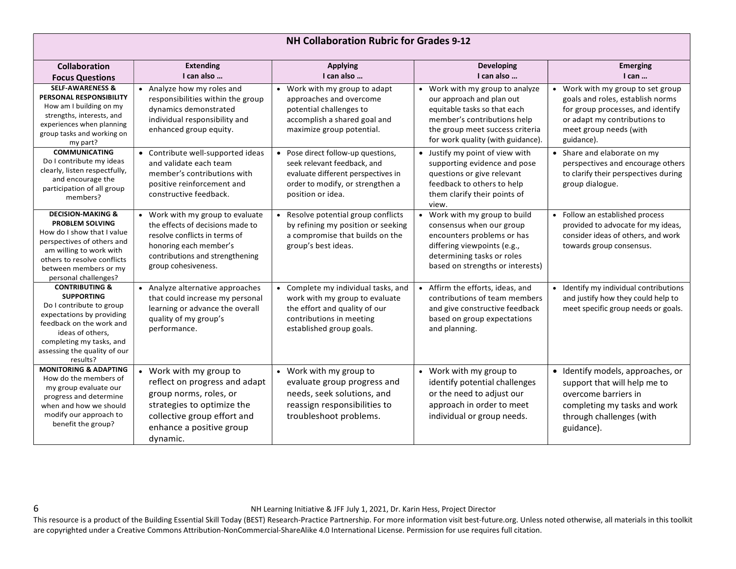# NH Collaboration Rubric for Grades 9-12

| Collaboration Focus Questions | Extending<br>I can also … | Applying<br>I can also … | Developing<br>I can also … | Emerging<br>I can … |
|---|---|---|---|---|
| **SELF-AWARENESS & PERSONAL RESPONSIBILITY**<br>How am I building on my strengths, interests, and experiences when planning group tasks and working on my part? | • Analyze how my roles and responsibilities within the group dynamics demonstrated individual responsibility and enhanced group equity. | • Work with my group to adapt approaches and overcome potential challenges to accomplish a shared goal and maximize group potential. | • Work with my group to analyze our approach and plan out equitable tasks so that each member's contributions help the group meet success criteria for work quality (with guidance). | • Work with my group to set group goals and roles, establish norms for group processes, and identify or adapt my contributions to meet group needs (with guidance). |
| **COMMUNICATING**<br>Do I contribute my ideas clearly, listen respectfully, and encourage the participation of all group members? | • Contribute well-supported ideas and validate each team member's contributions with positive reinforcement and constructive feedback. | • Pose direct follow-up questions, seek relevant feedback, and evaluate different perspectives in order to modify, or strengthen a position or idea. | • Justify my point of view with supporting evidence and pose questions or give relevant feedback to others to help them clarify their points of view. | • Share and elaborate on my perspectives and encourage others to clarify their perspectives during group dialogue. |
| **DECISION-MAKING & PROBLEM SOLVING**<br>How do I show that I value perspectives of others and am willing to work with others to resolve conflicts between members or my personal challenges? | • Work with my group to evaluate the effects of decisions made to resolve conflicts in terms of honoring each member's contributions and strengthening group cohesiveness. | • Resolve potential group conflicts by refining my position or seeking a compromise that builds on the group's best ideas. | • Work with my group to build consensus when our group encounters problems or has differing viewpoints (e.g., determining tasks or roles based on strengths or interests) | • Follow an established process provided to advocate for my ideas, consider ideas of others, and work towards group consensus. |
| **CONTRIBUTING & SUPPORTING**<br>Do I contribute to group expectations by providing feedback on the work and ideas of others, completing my tasks, and assessing the quality of our results? | • Analyze alternative approaches that could increase my personal learning or advance the overall quality of my group's performance. | • Complete my individual tasks, and work with my group to evaluate the effort and quality of our contributions in meeting established group goals. | • Affirm the efforts, ideas, and contributions of team members and give constructive feedback based on group expectations and planning. | • Identify my individual contributions and justify how they could help to meet specific group needs or goals. |
| **MONITORING & ADAPTING**<br>How do the members of my group evaluate our progress and determine when and how we should modify our approach to benefit the group? | • Work with my group to reflect on progress and adapt group norms, roles, or strategies to optimize the collective group effort and enhance a positive group dynamic. | • Work with my group to evaluate group progress and needs, seek solutions, and reassign responsibilities to troubleshoot problems. | • Work with my group to identify potential challenges or the need to adjust our approach in order to meet individual or group needs. | • Identify models, approaches, or support that will help me to overcome barriers in completing my tasks and work through challenges (with guidance). |

NH Learning Initiative & JFF July 1, 2021, Dr. Karin Hess, Project Director

This resource is a product of the Building Essential Skill Today (BEST) Research-Practice Partnership. For more information visit best-future.org. Unless noted otherwise, all materials in this toolkit are copyrighted under a Creative Commons Attribution-NonCommercial-ShareAlike 4.0 International License. Permission for use requires full citation.